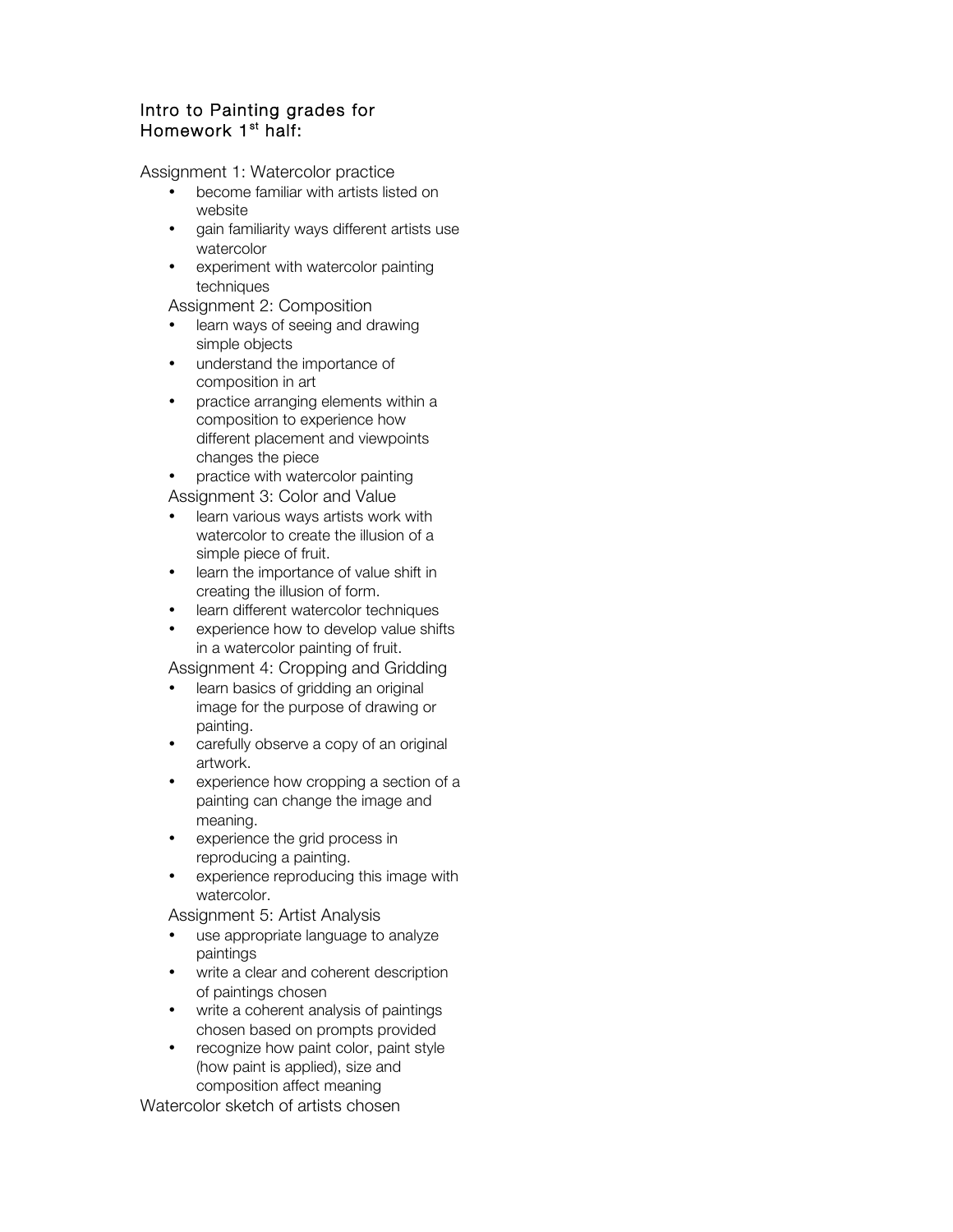## Intro to Painting grades for Homework 1st half:

Assignment 1: Watercolor practice

- become familiar with artists listed on website
- gain familiarity ways different artists use watercolor
- experiment with watercolor painting techniques

Assignment 2: Composition

- learn ways of seeing and drawing simple objects
- understand the importance of composition in art
- practice arranging elements within a composition to experience how different placement and viewpoints changes the piece
- practice with watercolor painting

Assignment 3: Color and Value

- learn various ways artists work with watercolor to create the illusion of a simple piece of fruit.
- learn the importance of value shift in creating the illusion of form.
- learn different watercolor techniques
- experience how to develop value shifts in a watercolor painting of fruit.

Assignment 4: Cropping and Gridding

- learn basics of gridding an original image for the purpose of drawing or painting.
- carefully observe a copy of an original artwork.
- experience how cropping a section of a painting can change the image and meaning.
- experience the grid process in reproducing a painting.
- experience reproducing this image with watercolor.

Assignment 5: Artist Analysis

- use appropriate language to analyze paintings
- write a clear and coherent description of paintings chosen
- write a coherent analysis of paintings chosen based on prompts provided
- recognize how paint color, paint style (how paint is applied), size and composition affect meaning

Watercolor sketch of artists chosen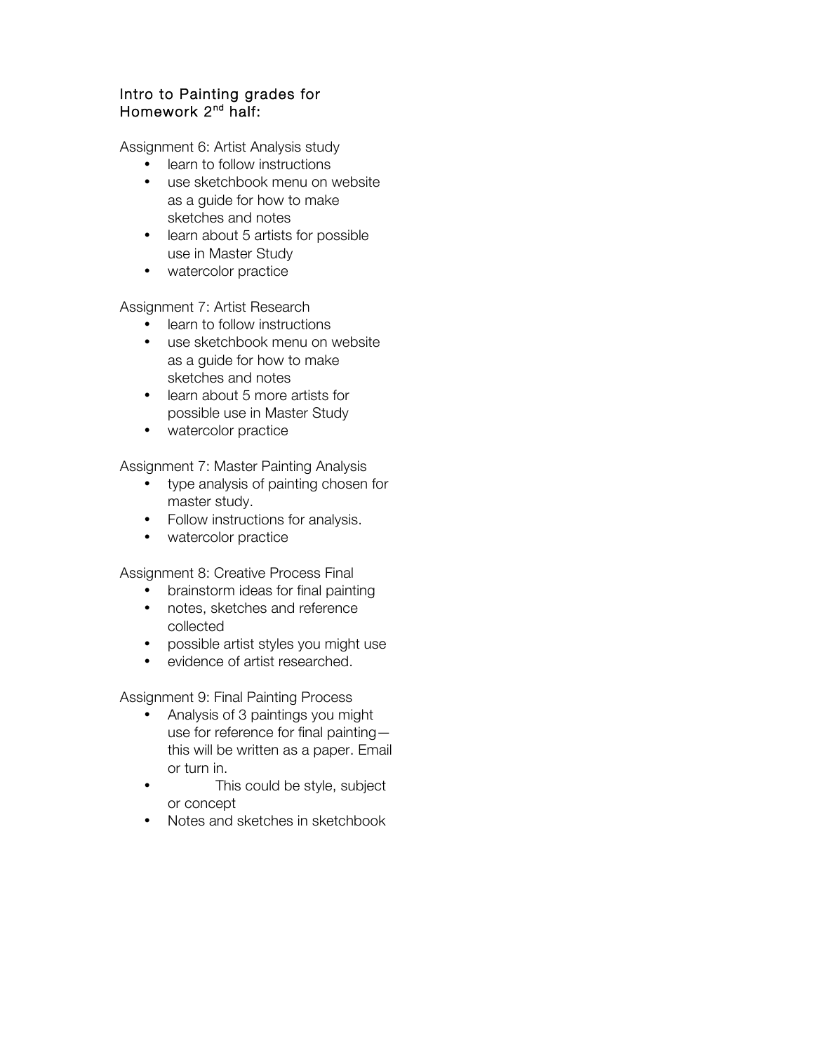Intro to Painting grades for Homework 2nd half:

Assignment 6: Artist Analysis study

- learn to follow instructions
- use sketchbook menu on website as a guide for how to make sketches and notes
- learn about 5 artists for possible use in Master Study
- watercolor practice

Assignment 7: Artist Research

- learn to follow instructions
- use sketchbook menu on website as a guide for how to make sketches and notes
- learn about 5 more artists for possible use in Master Study
- watercolor practice

Assignment 7: Master Painting Analysis

- type analysis of painting chosen for master study.
- Follow instructions for analysis.
- watercolor practice

Assignment 8: Creative Process Final

- brainstorm ideas for final painting
- notes, sketches and reference collected
- possible artist styles you might use
- evidence of artist researched.

Assignment 9: Final Painting Process

- Analysis of 3 paintings you might use for reference for final painting—this will be written as a paper. Email or turn in.
- This could be style, subject or concept
- Notes and sketches in sketchbook